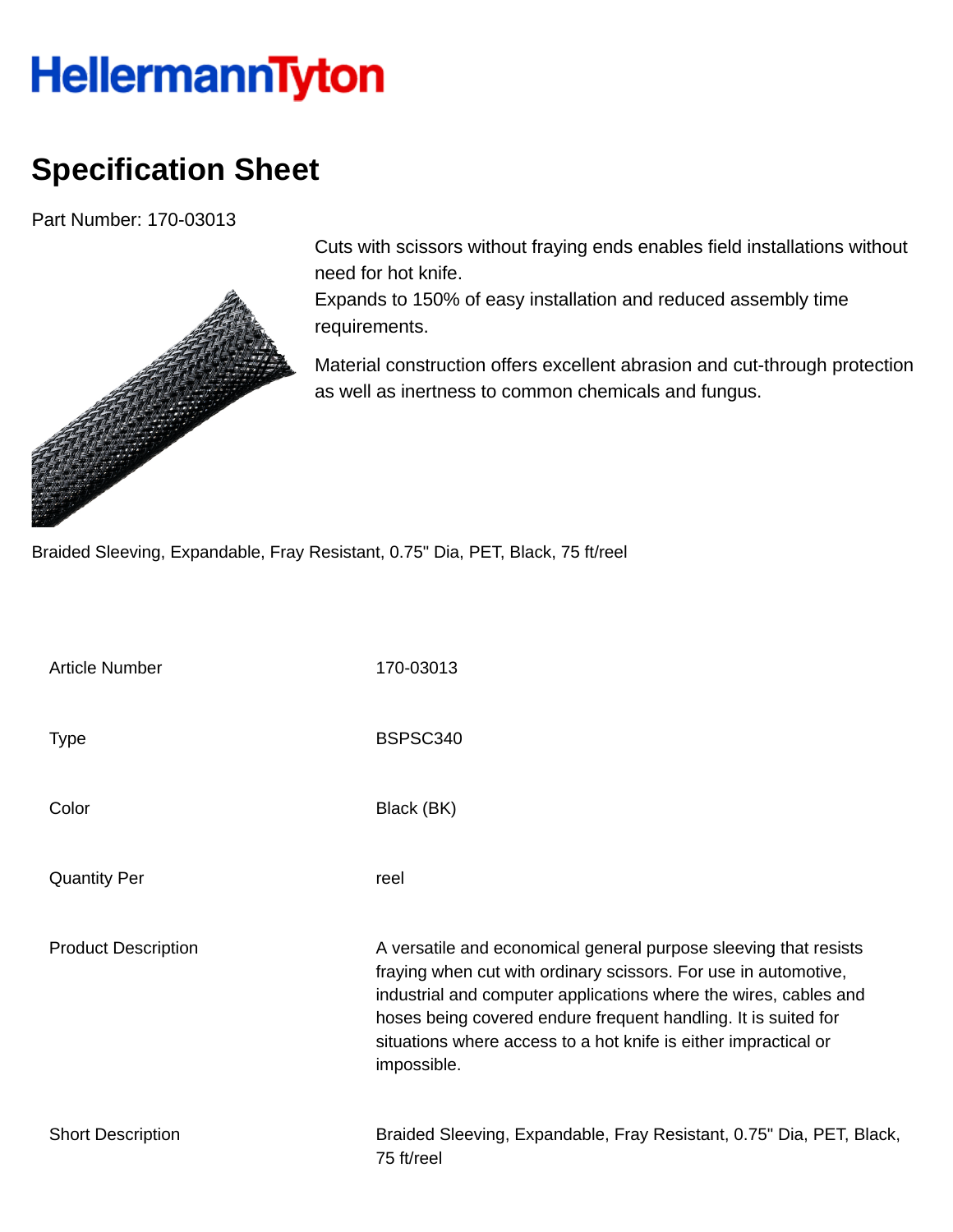# HellermannTyton

# Specification Sheet

Part Number: 170-03013

Cuts with scissors without fraying ends enables field installations without need for hot knife.
Expands to 150% of easy installation and reduced assembly time requirements.

Material construction offers excellent abrasion and cut-through protection as well as inertness to common chemicals and fungus.

Braided Sleeving, Expandable, Fray Resistant, 0.75" Dia, PET, Black, 75 ft/reel

| | |
|---|---|
| Article Number | 170-03013 |
| Type | BSPSC340 |
| Color | Black (BK) |
| Quantity Per | reel |
| Product Description | A versatile and economical general purpose sleeving that resists fraying when cut with ordinary scissors. For use in automotive, industrial and computer applications where the wires, cables and hoses being covered endure frequent handling. It is suited for situations where access to a hot knife is either impractical or impossible. |
| Short Description | Braided Sleeving, Expandable, Fray Resistant, 0.75" Dia, PET, Black, 75 ft/reel |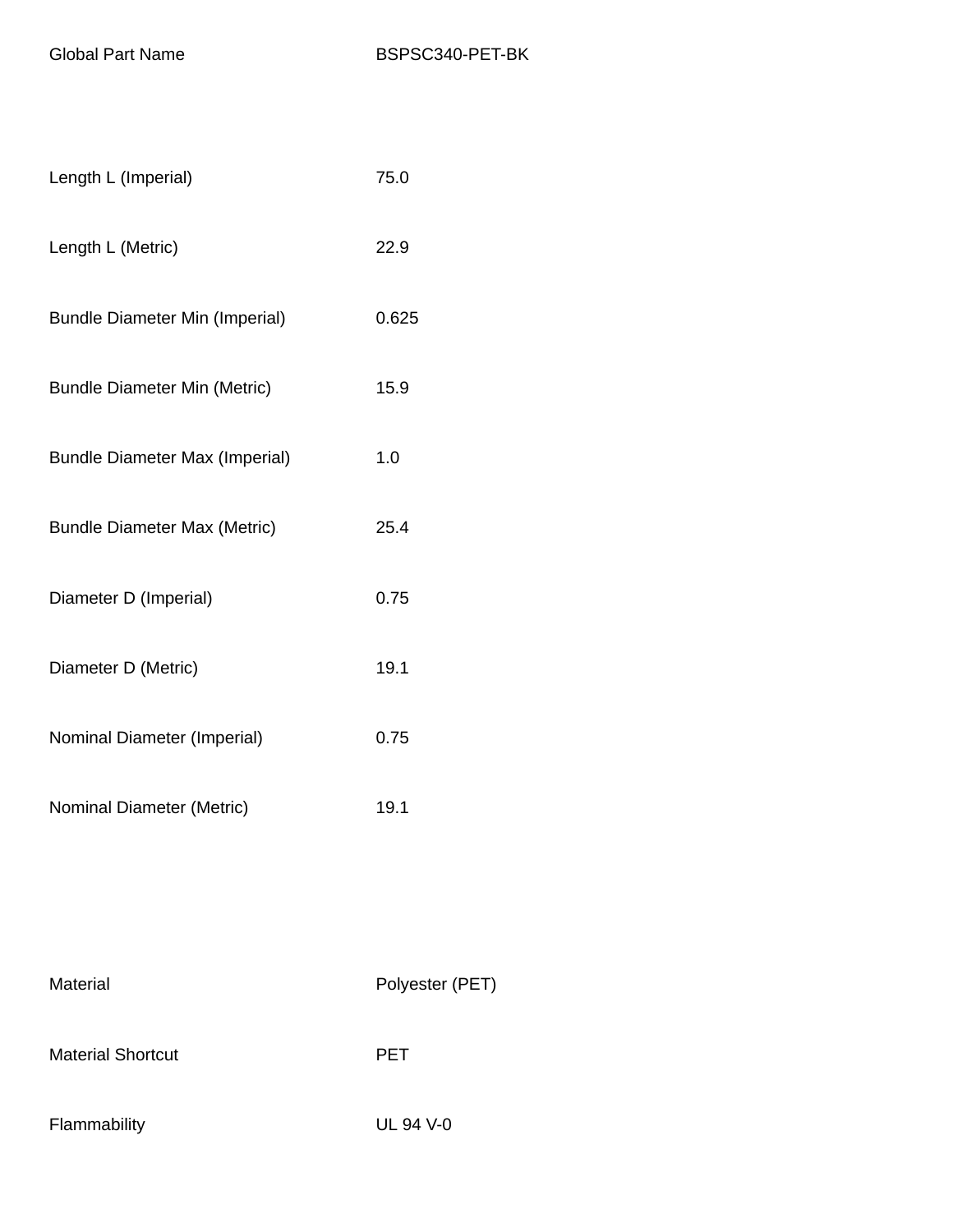| Global Part Name | BSPSC340-PET-BK |
| --- | --- |

| Length L (Imperial) | 75.0 |
| --- | --- |
| Length L (Metric) | 22.9 |
| Bundle Diameter Min (Imperial) | 0.625 |
| Bundle Diameter Min (Metric) | 15.9 |
| Bundle Diameter Max (Imperial) | 1.0 |
| Bundle Diameter Max (Metric) | 25.4 |
| Diameter D (Imperial) | 0.75 |
| Diameter D (Metric) | 19.1 |
| Nominal Diameter (Imperial) | 0.75 |
| Nominal Diameter (Metric) | 19.1 |

| Material | Polyester (PET) |
| --- | --- |
| Material Shortcut | PET |
| Flammability | UL 94 V-0 |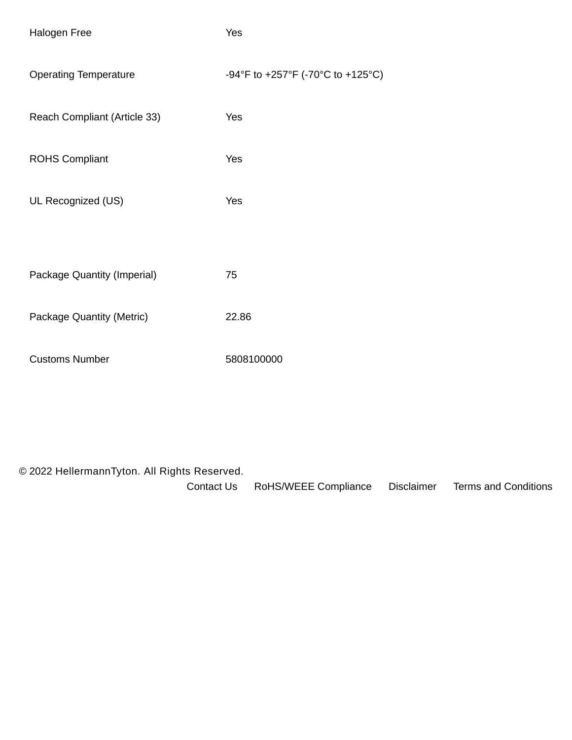| | |
|---|---|
| Halogen Free | Yes |
| Operating Temperature | -94°F to +257°F (-70°C to +125°C) |
| Reach Compliant (Article 33) | Yes |
| ROHS Compliant | Yes |
| UL Recognized (US) | Yes |

| | |
|---|---|
| Package Quantity (Imperial) | 75 |
| Package Quantity (Metric) | 22.86 |
| Customs Number | 5808100000 |

© 2022 HellermannTyton. All Rights Reserved.

Contact Us RoHS/WEEE Compliance Disclaimer Terms and Conditions